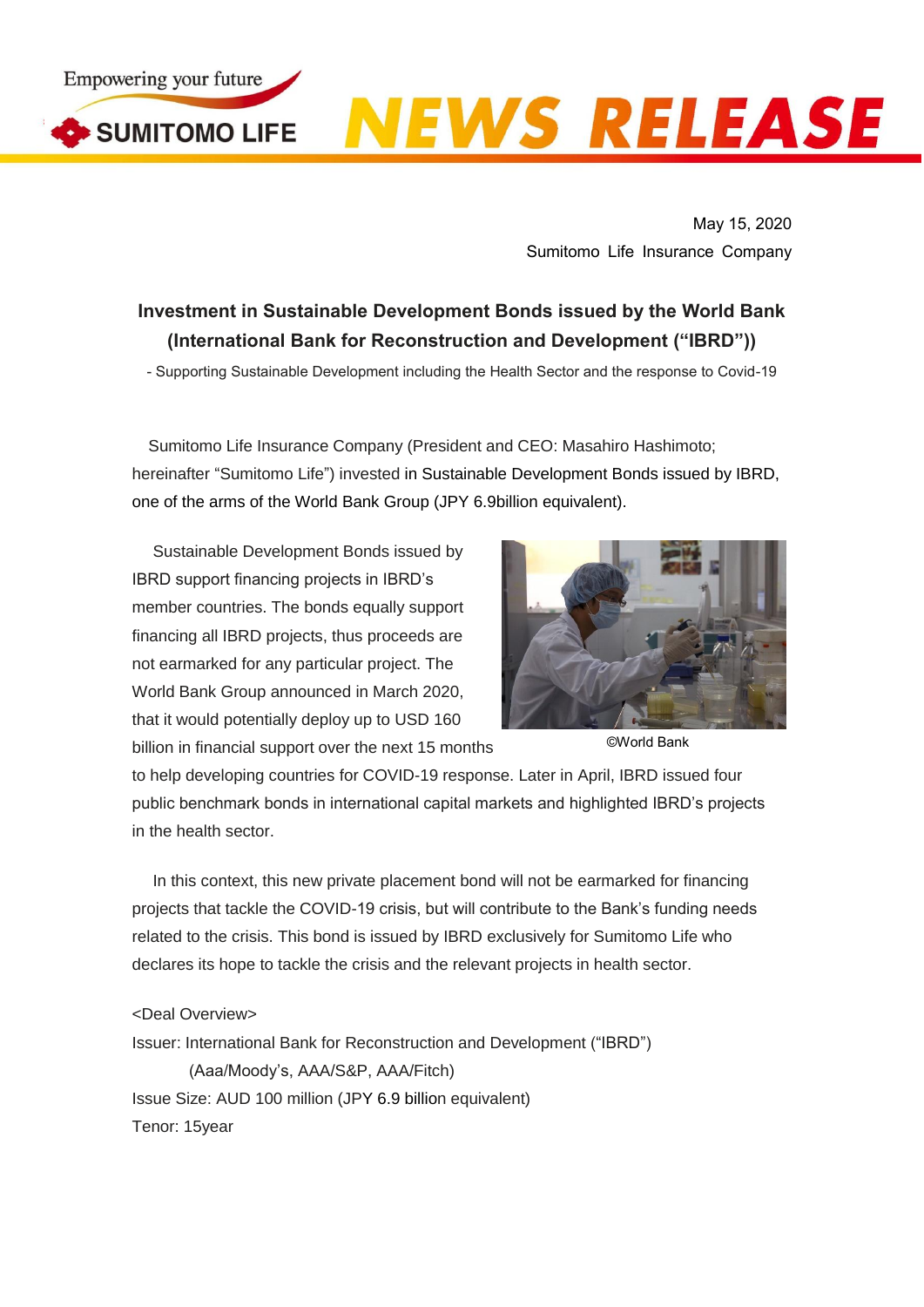Empowering your future

SUMITOMO LIFE

# NEWS RELEASE

May 15, 2020
Sumitomo Life Insurance Company

## Investment in Sustainable Development Bonds issued by the World Bank (International Bank for Reconstruction and Development ("IBRD"))

- Supporting Sustainable Development including the Health Sector and the response to Covid-19

Sumitomo Life Insurance Company (President and CEO: Masahiro Hashimoto; hereinafter "Sumitomo Life") invested in Sustainable Development Bonds issued by IBRD, one of the arms of the World Bank Group (JPY 6.9billion equivalent).

Sustainable Development Bonds issued by IBRD support financing projects in IBRD's member countries. The bonds equally support financing all IBRD projects, thus proceeds are not earmarked for any particular project. The World Bank Group announced in March 2020, that it would potentially deploy up to USD 160 billion in financial support over the next 15 months to help developing countries for COVID-19 response. Later in April, IBRD issued four public benchmark bonds in international capital markets and highlighted IBRD's projects in the health sector.

©World Bank

In this context, this new private placement bond will not be earmarked for financing projects that tackle the COVID-19 crisis, but will contribute to the Bank's funding needs related to the crisis. This bond is issued by IBRD exclusively for Sumitomo Life who declares its hope to tackle the crisis and the relevant projects in health sector.

<Deal Overview>

Issuer: International Bank for Reconstruction and Development ("IBRD")
(Aaa/Moody's, AAA/S&P, AAA/Fitch)

Issue Size: AUD 100 million (JPY 6.9 billion equivalent)

Tenor: 15year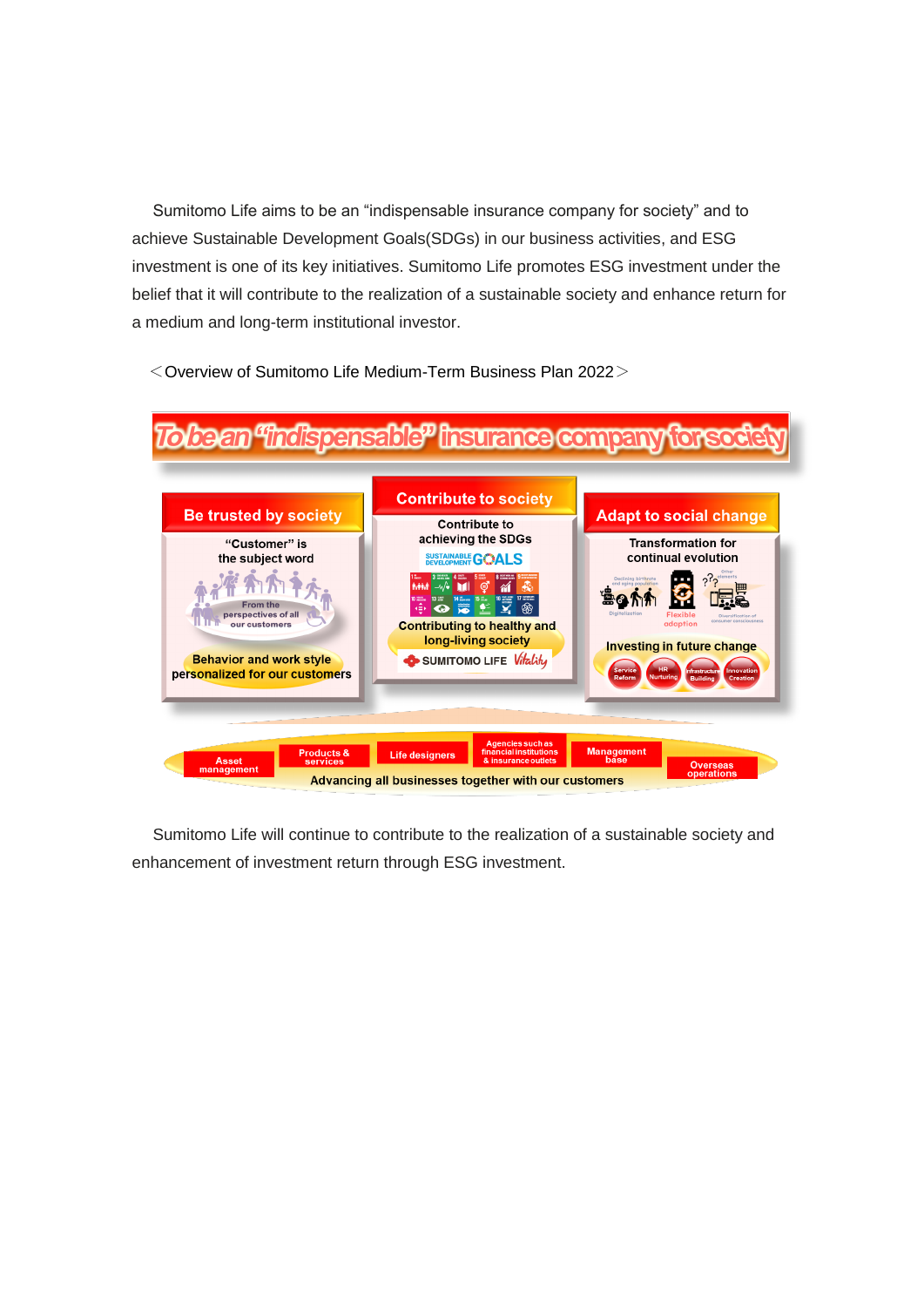Sumitomo Life aims to be an “indispensable insurance company for society” and to achieve Sustainable Development Goals(SDGs) in our business activities, and ESG investment is one of its key initiatives. Sumitomo Life promotes ESG investment under the belief that it will contribute to the realization of a sustainable society and enhance return for a medium and long-term institutional investor.

＜Overview of Sumitomo Life Medium-Term Business Plan 2022＞

To be an “indispensable” insurance company for society

Be trusted by society

“Customer” is the subject word

From the perspectives of all our customers

Behavior and work style personalized for our customers

Contribute to society

Contribute to achieving the SDGs

SUSTAINABLE DEVELOPMENT GOALS

Contributing to healthy and long-living society

SUMITOMO LIFE Vitality

Adapt to social change

Transformation for continual evolution

Declining birthrate and aging population

Other elements

Digitalization

Flexible adoption

Diversification of consumer consciousness

Investing in future change

Service Reform

HR Nurturing

Infrastructure Building

Innovation Creation

Asset management

Products & services

Life designers

Agencies such as financial institutions & insurance outlets

Management base

Overseas operations

Advancing all businesses together with our customers

Sumitomo Life will continue to contribute to the realization of a sustainable society and enhancement of investment return through ESG investment.